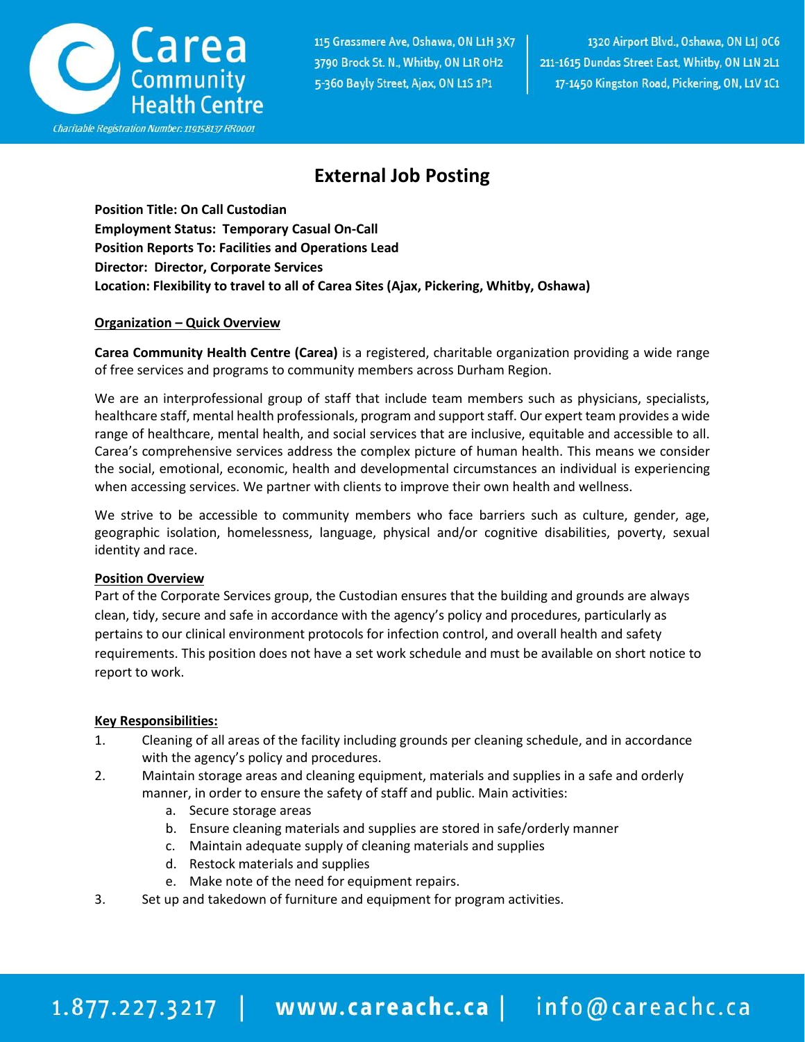# Carea Community Health Centre

*Charitable Registration Number: 119158137 RR0001*

115 Grassmere Ave, Oshawa, ON L1H 3X7
3790 Brock St. N., Whitby, ON L1R 0H2
5-360 Bayly Street, Ajax, ON L1S 1P1

1320 Airport Blvd., Oshawa, ON L1J 0C6
211-1615 Dundas Street East, Whitby, ON L1N 2L1
17-1450 Kingston Road, Pickering, ON, L1V 1C1

## External Job Posting

**Position Title: On Call Custodian**
**Employment Status: Temporary Casual On-Call**
**Position Reports To: Facilities and Operations Lead**
**Director: Director, Corporate Services**
**Location: Flexibility to travel to all of Carea Sites (Ajax, Pickering, Whitby, Oshawa)**

### Organization – Quick Overview

**Carea Community Health Centre (Carea)** is a registered, charitable organization providing a wide range of free services and programs to community members across Durham Region.

We are an interprofessional group of staff that include team members such as physicians, specialists, healthcare staff, mental health professionals, program and support staff. Our expert team provides a wide range of healthcare, mental health, and social services that are inclusive, equitable and accessible to all. Carea's comprehensive services address the complex picture of human health. This means we consider the social, emotional, economic, health and developmental circumstances an individual is experiencing when accessing services. We partner with clients to improve their own health and wellness.

We strive to be accessible to community members who face barriers such as culture, gender, age, geographic isolation, homelessness, language, physical and/or cognitive disabilities, poverty, sexual identity and race.

### Position Overview

Part of the Corporate Services group, the Custodian ensures that the building and grounds are always clean, tidy, secure and safe in accordance with the agency's policy and procedures, particularly as pertains to our clinical environment protocols for infection control, and overall health and safety requirements. This position does not have a set work schedule and must be available on short notice to report to work.

### Key Responsibilities:

1. Cleaning of all areas of the facility including grounds per cleaning schedule, and in accordance with the agency's policy and procedures.
2. Maintain storage areas and cleaning equipment, materials and supplies in a safe and orderly manner, in order to ensure the safety of staff and public. Main activities:
   a. Secure storage areas
   b. Ensure cleaning materials and supplies are stored in safe/orderly manner
   c. Maintain adequate supply of cleaning materials and supplies
   d. Restock materials and supplies
   e. Make note of the need for equipment repairs.
3. Set up and takedown of furniture and equipment for program activities.

1.877.227.3217 | www.careachc.ca | info@careachc.ca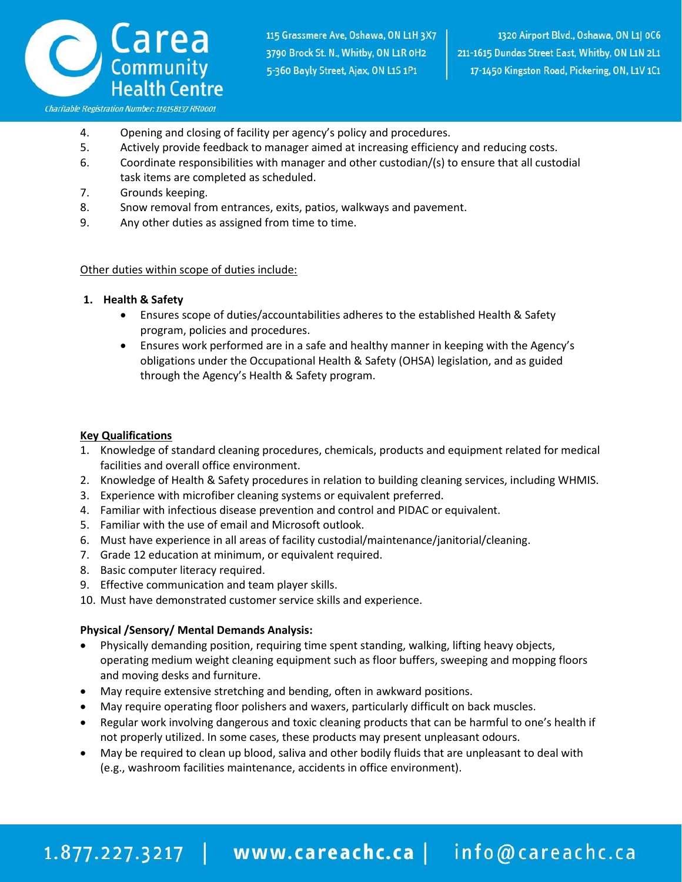4. Opening and closing of facility per agency's policy and procedures.
5. Actively provide feedback to manager aimed at increasing efficiency and reducing costs.
6. Coordinate responsibilities with manager and other custodian/(s) to ensure that all custodial task items are completed as scheduled.
7. Grounds keeping.
8. Snow removal from entrances, exits, patios, walkways and pavement.
9. Any other duties as assigned from time to time.

<u>Other duties within scope of duties include:</u>

1. **Health & Safety**
   - Ensures scope of duties/accountabilities adheres to the established Health & Safety program, policies and procedures.
   - Ensures work performed are in a safe and healthy manner in keeping with the Agency's obligations under the Occupational Health & Safety (OHSA) legislation, and as guided through the Agency's Health & Safety program.

**<u>Key Qualifications</u>**

1. Knowledge of standard cleaning procedures, chemicals, products and equipment related for medical facilities and overall office environment.
2. Knowledge of Health & Safety procedures in relation to building cleaning services, including WHMIS.
3. Experience with microfiber cleaning systems or equivalent preferred.
4. Familiar with infectious disease prevention and control and PIDAC or equivalent.
5. Familiar with the use of email and Microsoft outlook.
6. Must have experience in all areas of facility custodial/maintenance/janitorial/cleaning.
7. Grade 12 education at minimum, or equivalent required.
8. Basic computer literacy required.
9. Effective communication and team player skills.
10. Must have demonstrated customer service skills and experience.

**Physical /Sensory/ Mental Demands Analysis:**

- Physically demanding position, requiring time spent standing, walking, lifting heavy objects, operating medium weight cleaning equipment such as floor buffers, sweeping and mopping floors and moving desks and furniture.
- May require extensive stretching and bending, often in awkward positions.
- May require operating floor polishers and waxers, particularly difficult on back muscles.
- Regular work involving dangerous and toxic cleaning products that can be harmful to one's health if not properly utilized. In some cases, these products may present unpleasant odours.
- May be required to clean up blood, saliva and other bodily fluids that are unpleasant to deal with (e.g., washroom facilities maintenance, accidents in office environment).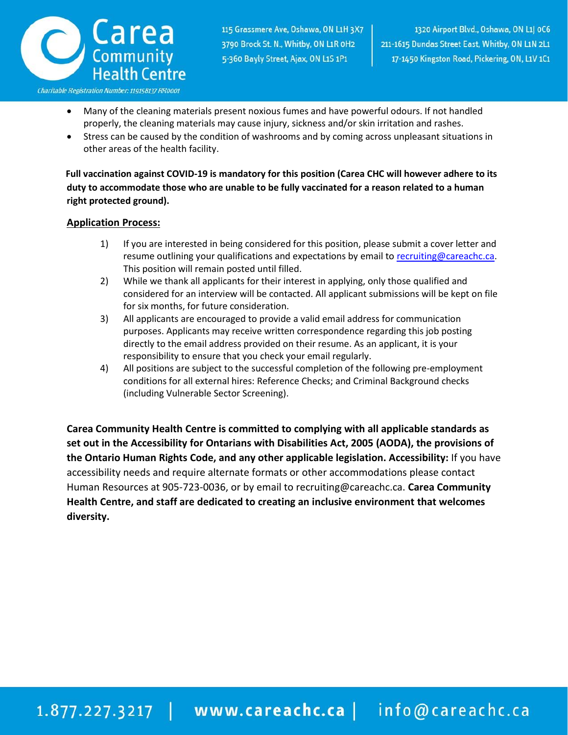- Many of the cleaning materials present noxious fumes and have powerful odours. If not handled properly, the cleaning materials may cause injury, sickness and/or skin irritation and rashes.
- Stress can be caused by the condition of washrooms and by coming across unpleasant situations in other areas of the health facility.

**Full vaccination against COVID-19 is mandatory for this position (Carea CHC will however adhere to its duty to accommodate those who are unable to be fully vaccinated for a reason related to a human right protected ground).**

**Application Process:**

1) If you are interested in being considered for this position, please submit a cover letter and resume outlining your qualifications and expectations by email to recruiting@careachc.ca. This position will remain posted until filled.
2) While we thank all applicants for their interest in applying, only those qualified and considered for an interview will be contacted. All applicant submissions will be kept on file for six months, for future consideration.
3) All applicants are encouraged to provide a valid email address for communication purposes. Applicants may receive written correspondence regarding this job posting directly to the email address provided on their resume. As an applicant, it is your responsibility to ensure that you check your email regularly.
4) All positions are subject to the successful completion of the following pre-employment conditions for all external hires: Reference Checks; and Criminal Background checks (including Vulnerable Sector Screening).

**Carea Community Health Centre is committed to complying with all applicable standards as set out in the Accessibility for Ontarians with Disabilities Act, 2005 (AODA), the provisions of the Ontario Human Rights Code, and any other applicable legislation. Accessibility:** If you have accessibility needs and require alternate formats or other accommodations please contact Human Resources at 905-723-0036, or by email to recruiting@careachc.ca. **Carea Community Health Centre, and staff are dedicated to creating an inclusive environment that welcomes diversity.**